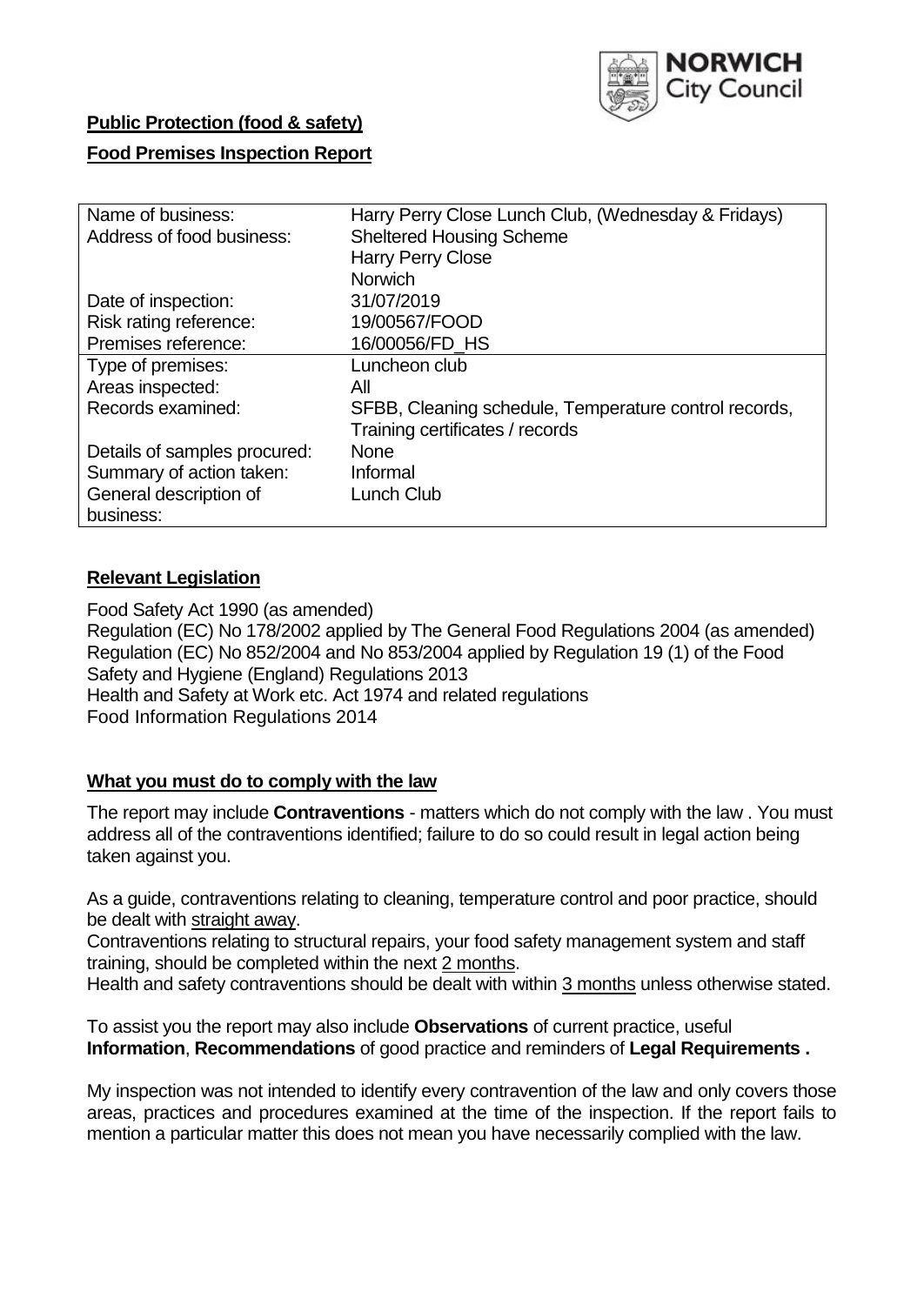**Public Protection (food & safety)**

**Food Premises Inspection Report**

| Name of business: | Harry Perry Close Lunch Club, (Wednesday & Fridays) |
|---|---|
| Address of food business: | Sheltered Housing Scheme<br>Harry Perry Close<br>Norwich |
| Date of inspection: | 31/07/2019 |
| Risk rating reference: | 19/00567/FOOD |
| Premises reference: | 16/00056/FD_HS |
| Type of premises: | Luncheon club |
| Areas inspected: | All |
| Records examined: | SFBB, Cleaning schedule, Temperature control records, Training certificates / records |
| Details of samples procured: | None |
| Summary of action taken: | Informal |
| General description of business: | Lunch Club |

## Relevant Legislation

Food Safety Act 1990 (as amended)
Regulation (EC) No 178/2002 applied by The General Food Regulations 2004 (as amended)
Regulation (EC) No 852/2004 and No 853/2004 applied by Regulation 19 (1) of the Food Safety and Hygiene (England) Regulations 2013
Health and Safety at Work etc. Act 1974 and related regulations
Food Information Regulations 2014

## What you must do to comply with the law

The report may include **Contraventions** - matters which do not comply with the law . You must address all of the contraventions identified; failure to do so could result in legal action being taken against you.

As a guide, contraventions relating to cleaning, temperature control and poor practice, should be dealt with straight away.
Contraventions relating to structural repairs, your food safety management system and staff training, should be completed within the next 2 months.
Health and safety contraventions should be dealt with within 3 months unless otherwise stated.

To assist you the report may also include **Observations** of current practice, useful **Information**, **Recommendations** of good practice and reminders of **Legal Requirements .**

My inspection was not intended to identify every contravention of the law and only covers those areas, practices and procedures examined at the time of the inspection. If the report fails to mention a particular matter this does not mean you have necessarily complied with the law.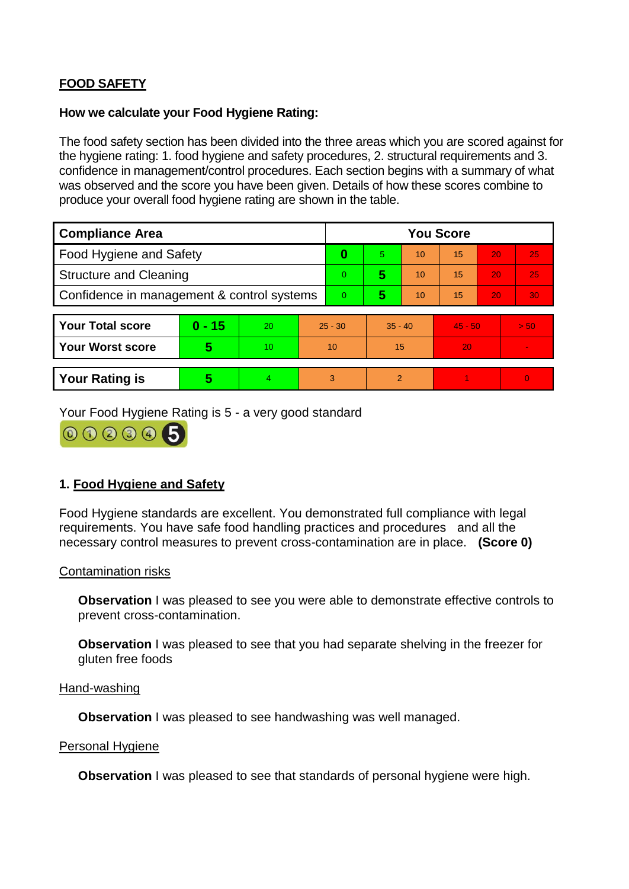## FOOD SAFETY

**How we calculate your Food Hygiene Rating:**

The food safety section has been divided into the three areas which you are scored against for the hygiene rating: 1. food hygiene and safety procedures, 2. structural requirements and 3. confidence in management/control procedures. Each section begins with a summary of what was observed and the score you have been given. Details of how these scores combine to produce your overall food hygiene rating are shown in the table.

| Compliance Area | You Score | | | | | |
|---|---|---|---|---|---|---|
| Food Hygiene and Safety | **0** | 5 | 10 | 15 | 20 | 25 |
| Structure and Cleaning | 0 | **5** | 10 | 15 | 20 | 25 |
| Confidence in management & control systems | 0 | **5** | 10 | 15 | 20 | 30 |

| | | | | | | |
|---|---|---|---|---|---|---|
| **Your Total score** | **0 - 15** | 20 | 25 - 30 | 35 - 40 | 45 - 50 | > 50 |
| **Your Worst score** | **5** | 10 | 10 | 15 | 20 | - |

| | | | | | | |
|---|---|---|---|---|---|---|
| **Your Rating is** | **5** | 4 | 3 | 2 | 1 | 0 |

Your Food Hygiene Rating is 5 - a very good standard

### 1. Food Hygiene and Safety

Food Hygiene standards are excellent. You demonstrated full compliance with legal requirements. You have safe food handling practices and procedures and all the necessary control measures to prevent cross-contamination are in place. **(Score 0)**

Contamination risks

**Observation** I was pleased to see you were able to demonstrate effective controls to prevent cross-contamination.

**Observation** I was pleased to see that you had separate shelving in the freezer for gluten free foods

Hand-washing

**Observation** I was pleased to see handwashing was well managed.

Personal Hygiene

**Observation** I was pleased to see that standards of personal hygiene were high.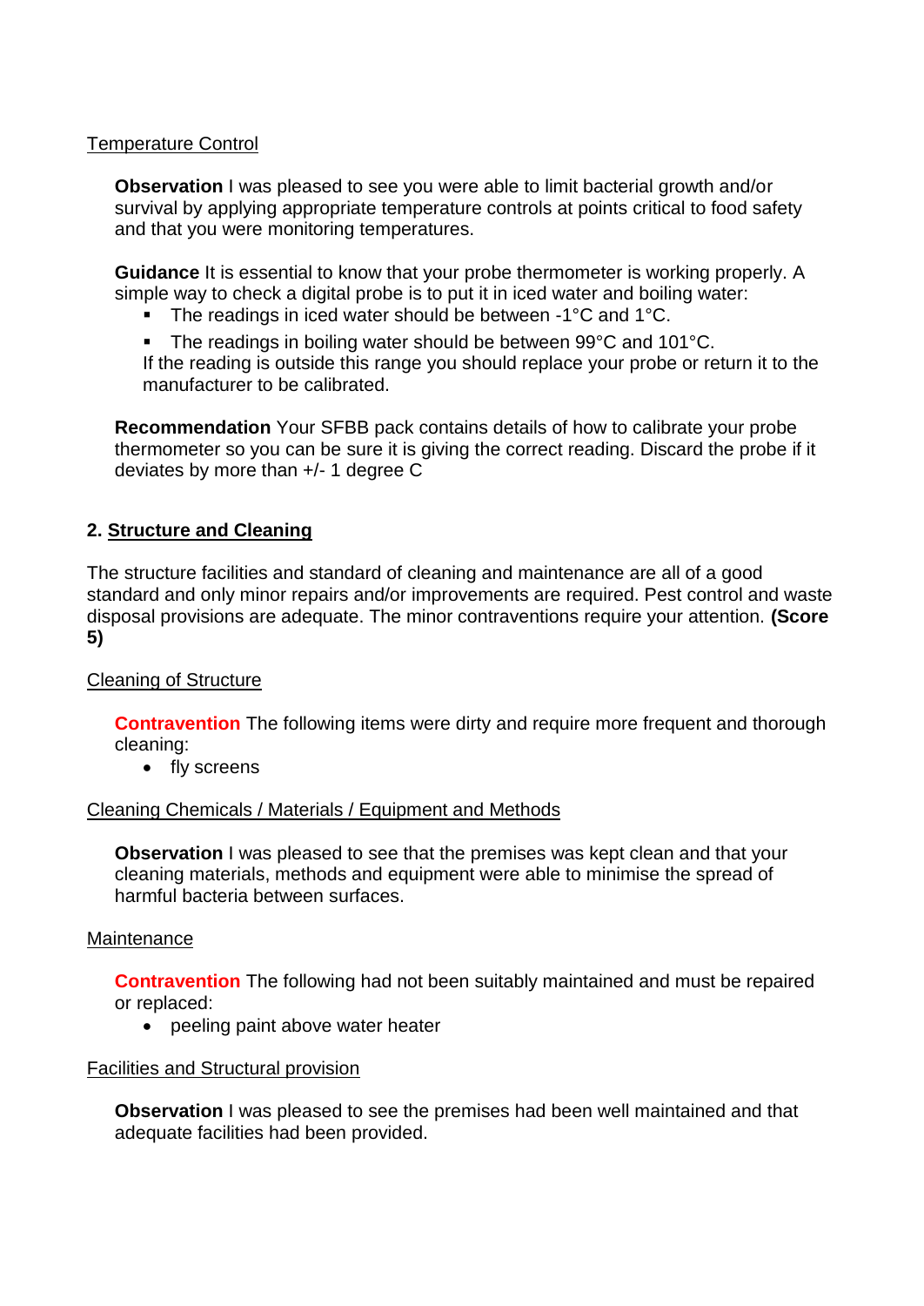Temperature Control

**Observation** I was pleased to see you were able to limit bacterial growth and/or survival by applying appropriate temperature controls at points critical to food safety and that you were monitoring temperatures.

**Guidance** It is essential to know that your probe thermometer is working properly. A simple way to check a digital probe is to put it in iced water and boiling water:

- The readings in iced water should be between -1°C and 1°C.
- The readings in boiling water should be between 99°C and 101°C.

If the reading is outside this range you should replace your probe or return it to the manufacturer to be calibrated.

**Recommendation** Your SFBB pack contains details of how to calibrate your probe thermometer so you can be sure it is giving the correct reading. Discard the probe if it deviates by more than +/- 1 degree C

## 2. Structure and Cleaning

The structure facilities and standard of cleaning and maintenance are all of a good standard and only minor repairs and/or improvements are required. Pest control and waste disposal provisions are adequate. The minor contraventions require your attention. **(Score 5)**

Cleaning of Structure

**Contravention** The following items were dirty and require more frequent and thorough cleaning:

- fly screens

Cleaning Chemicals / Materials / Equipment and Methods

**Observation** I was pleased to see that the premises was kept clean and that your cleaning materials, methods and equipment were able to minimise the spread of harmful bacteria between surfaces.

Maintenance

**Contravention** The following had not been suitably maintained and must be repaired or replaced:

- peeling paint above water heater

Facilities and Structural provision

**Observation** I was pleased to see the premises had been well maintained and that adequate facilities had been provided.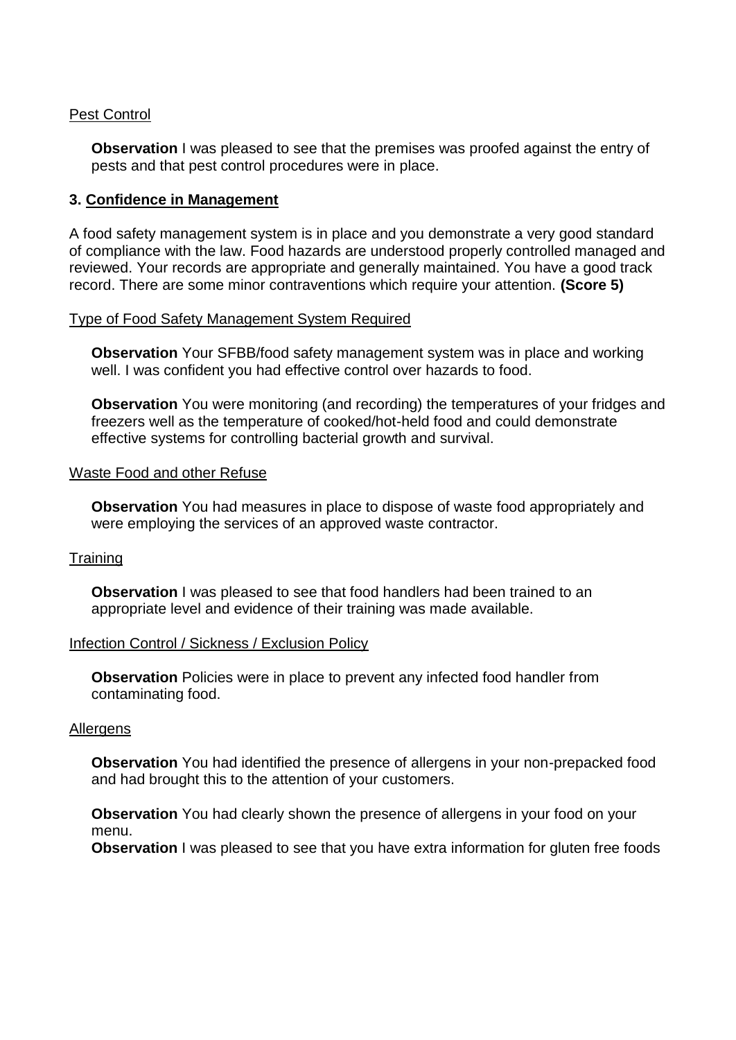Pest Control

**Observation** I was pleased to see that the premises was proofed against the entry of pests and that pest control procedures were in place.

### 3. Confidence in Management

A food safety management system is in place and you demonstrate a very good standard of compliance with the law. Food hazards are understood properly controlled managed and reviewed. Your records are appropriate and generally maintained. You have a good track record. There are some minor contraventions which require your attention. **(Score 5)**

Type of Food Safety Management System Required

**Observation** Your SFBB/food safety management system was in place and working well. I was confident you had effective control over hazards to food.

**Observation** You were monitoring (and recording) the temperatures of your fridges and freezers well as the temperature of cooked/hot-held food and could demonstrate effective systems for controlling bacterial growth and survival.

Waste Food and other Refuse

**Observation** You had measures in place to dispose of waste food appropriately and were employing the services of an approved waste contractor.

Training

**Observation** I was pleased to see that food handlers had been trained to an appropriate level and evidence of their training was made available.

Infection Control / Sickness / Exclusion Policy

**Observation** Policies were in place to prevent any infected food handler from contaminating food.

Allergens

**Observation** You had identified the presence of allergens in your non-prepacked food and had brought this to the attention of your customers.

**Observation** You had clearly shown the presence of allergens in your food on your menu.
**Observation** I was pleased to see that you have extra information for gluten free foods